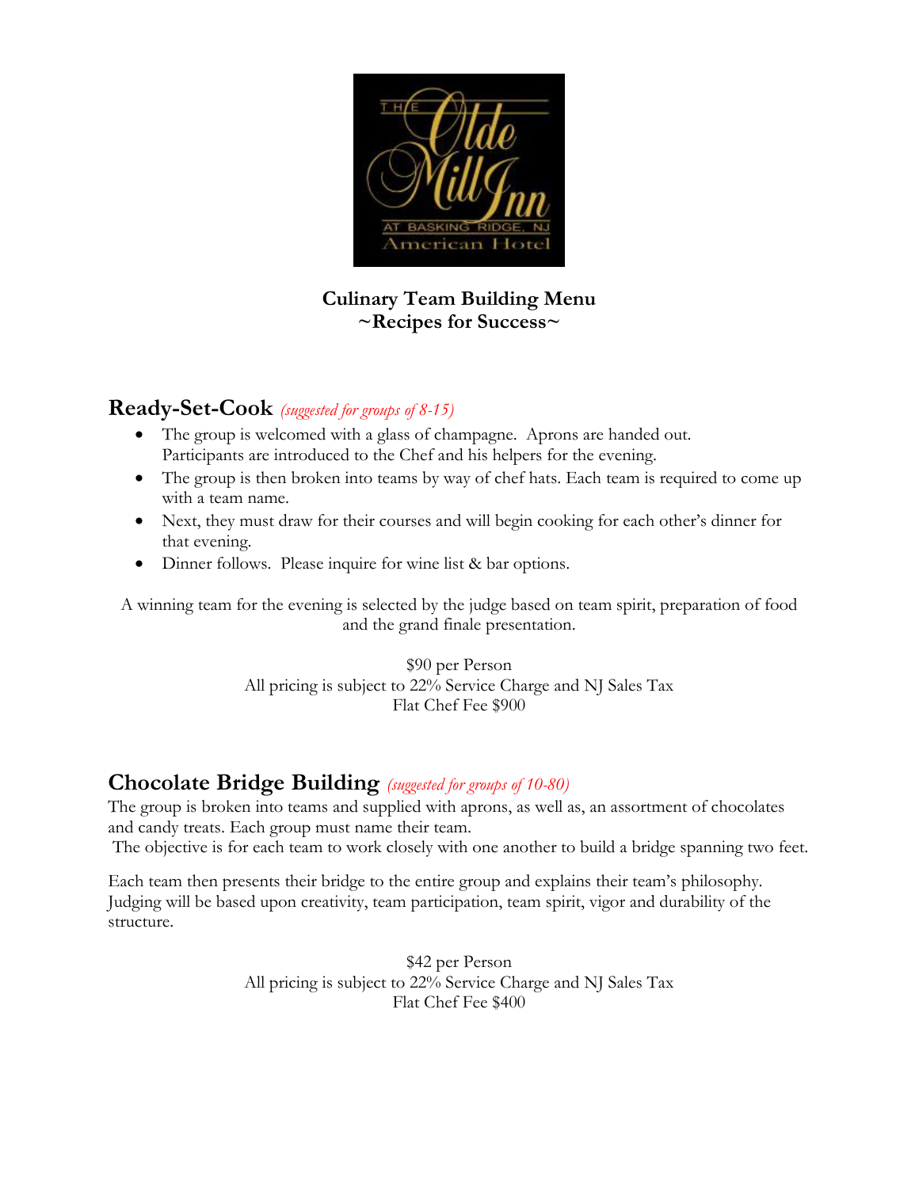THE Olde Mill Inn
AT BASKING RIDGE, NJ
American Hotel

**Culinary Team Building Menu**
**~Recipes for Success~**

## Ready-Set-Cook *(suggested for groups of 8-15)*

- The group is welcomed with a glass of champagne. Aprons are handed out. Participants are introduced to the Chef and his helpers for the evening.
- The group is then broken into teams by way of chef hats. Each team is required to come up with a team name.
- Next, they must draw for their courses and will begin cooking for each other's dinner for that evening.
- Dinner follows. Please inquire for wine list & bar options.

A winning team for the evening is selected by the judge based on team spirit, preparation of food and the grand finale presentation.

$90 per Person
All pricing is subject to 22% Service Charge and NJ Sales Tax
Flat Chef Fee $900

## Chocolate Bridge Building *(suggested for groups of 10-80)*

The group is broken into teams and supplied with aprons, as well as, an assortment of chocolates and candy treats. Each group must name their team.
The objective is for each team to work closely with one another to build a bridge spanning two feet.

Each team then presents their bridge to the entire group and explains their team's philosophy. Judging will be based upon creativity, team participation, team spirit, vigor and durability of the structure.

$42 per Person
All pricing is subject to 22% Service Charge and NJ Sales Tax
Flat Chef Fee $400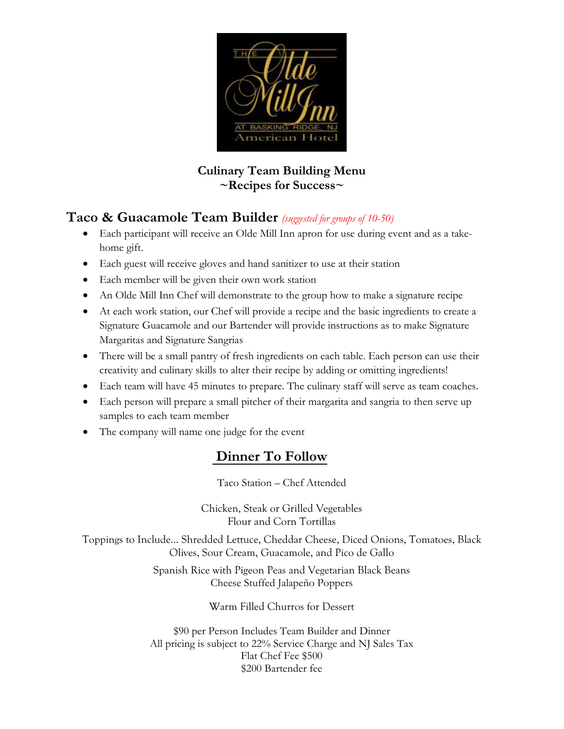**Culinary Team Building Menu**
**~Recipes for Success~**

## Taco & Guacamole Team Builder *(suggested for groups of 10-50)*

- Each participant will receive an Olde Mill Inn apron for use during event and as a take-home gift.
- Each guest will receive gloves and hand sanitizer to use at their station
- Each member will be given their own work station
- An Olde Mill Inn Chef will demonstrate to the group how to make a signature recipe
- At each work station, our Chef will provide a recipe and the basic ingredients to create a Signature Guacamole and our Bartender will provide instructions as to make Signature Margaritas and Signature Sangrias
- There will be a small pantry of fresh ingredients on each table. Each person can use their creativity and culinary skills to alter their recipe by adding or omitting ingredients!
- Each team will have 45 minutes to prepare. The culinary staff will serve as team coaches.
- Each person will prepare a small pitcher of their margarita and sangria to then serve up samples to each team member
- The company will name one judge for the event

## Dinner To Follow

Taco Station – Chef Attended

Chicken, Steak or Grilled Vegetables
Flour and Corn Tortillas

Toppings to Include… Shredded Lettuce, Cheddar Cheese, Diced Onions, Tomatoes, Black Olives, Sour Cream, Guacamole, and Pico de Gallo

Spanish Rice with Pigeon Peas and Vegetarian Black Beans
Cheese Stuffed Jalapeño Poppers

Warm Filled Churros for Dessert

$90 per Person Includes Team Builder and Dinner
All pricing is subject to 22% Service Charge and NJ Sales Tax
Flat Chef Fee $500
$200 Bartender fee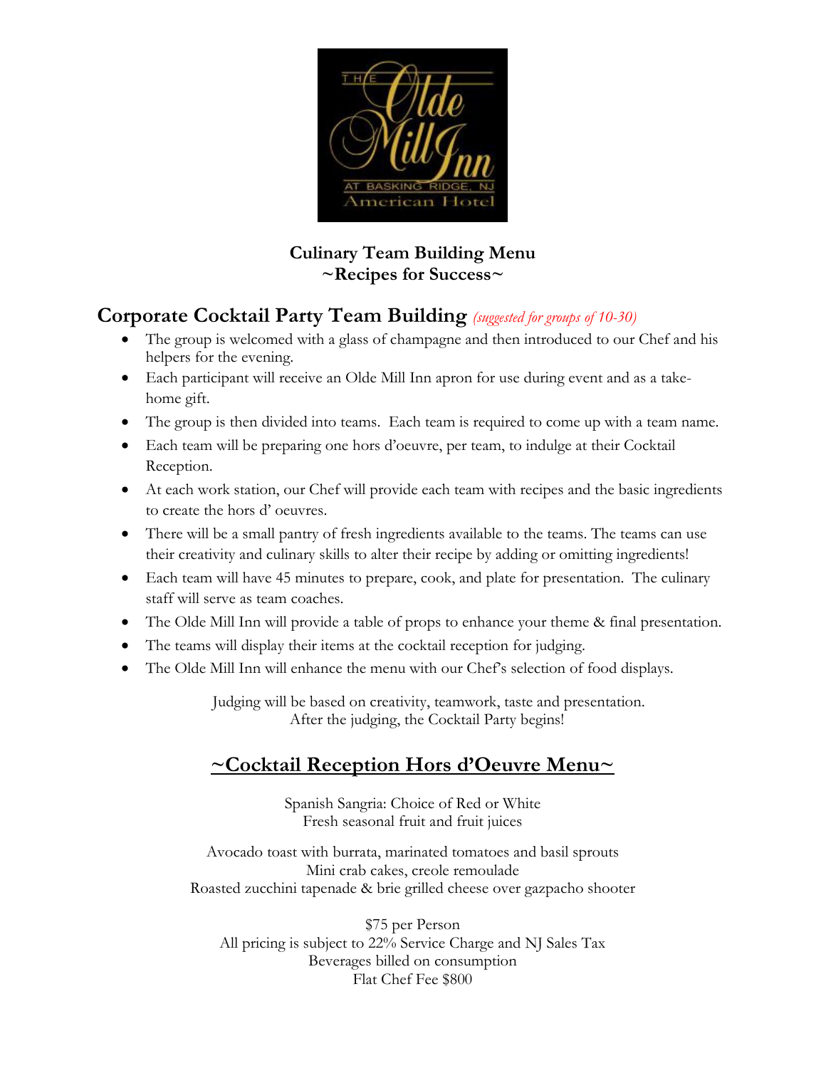**Culinary Team Building Menu**
**~Recipes for Success~**

## Corporate Cocktail Party Team Building *(suggested for groups of 10-30)*

- The group is welcomed with a glass of champagne and then introduced to our Chef and his helpers for the evening.
- Each participant will receive an Olde Mill Inn apron for use during event and as a take-home gift.
- The group is then divided into teams. Each team is required to come up with a team name.
- Each team will be preparing one hors d'oeuvre, per team, to indulge at their Cocktail Reception.
- At each work station, our Chef will provide each team with recipes and the basic ingredients to create the hors d' oeuvres.
- There will be a small pantry of fresh ingredients available to the teams. The teams can use their creativity and culinary skills to alter their recipe by adding or omitting ingredients!
- Each team will have 45 minutes to prepare, cook, and plate for presentation. The culinary staff will serve as team coaches.
- The Olde Mill Inn will provide a table of props to enhance your theme & final presentation.
- The teams will display their items at the cocktail reception for judging.
- The Olde Mill Inn will enhance the menu with our Chef's selection of food displays.

Judging will be based on creativity, teamwork, taste and presentation.
After the judging, the Cocktail Party begins!

## ~Cocktail Reception Hors d'Oeuvre Menu~

Spanish Sangria: Choice of Red or White
Fresh seasonal fruit and fruit juices

Avocado toast with burrata, marinated tomatoes and basil sprouts
Mini crab cakes, creole remoulade
Roasted zucchini tapenade & brie grilled cheese over gazpacho shooter

$75 per Person
All pricing is subject to 22% Service Charge and NJ Sales Tax
Beverages billed on consumption
Flat Chef Fee $800